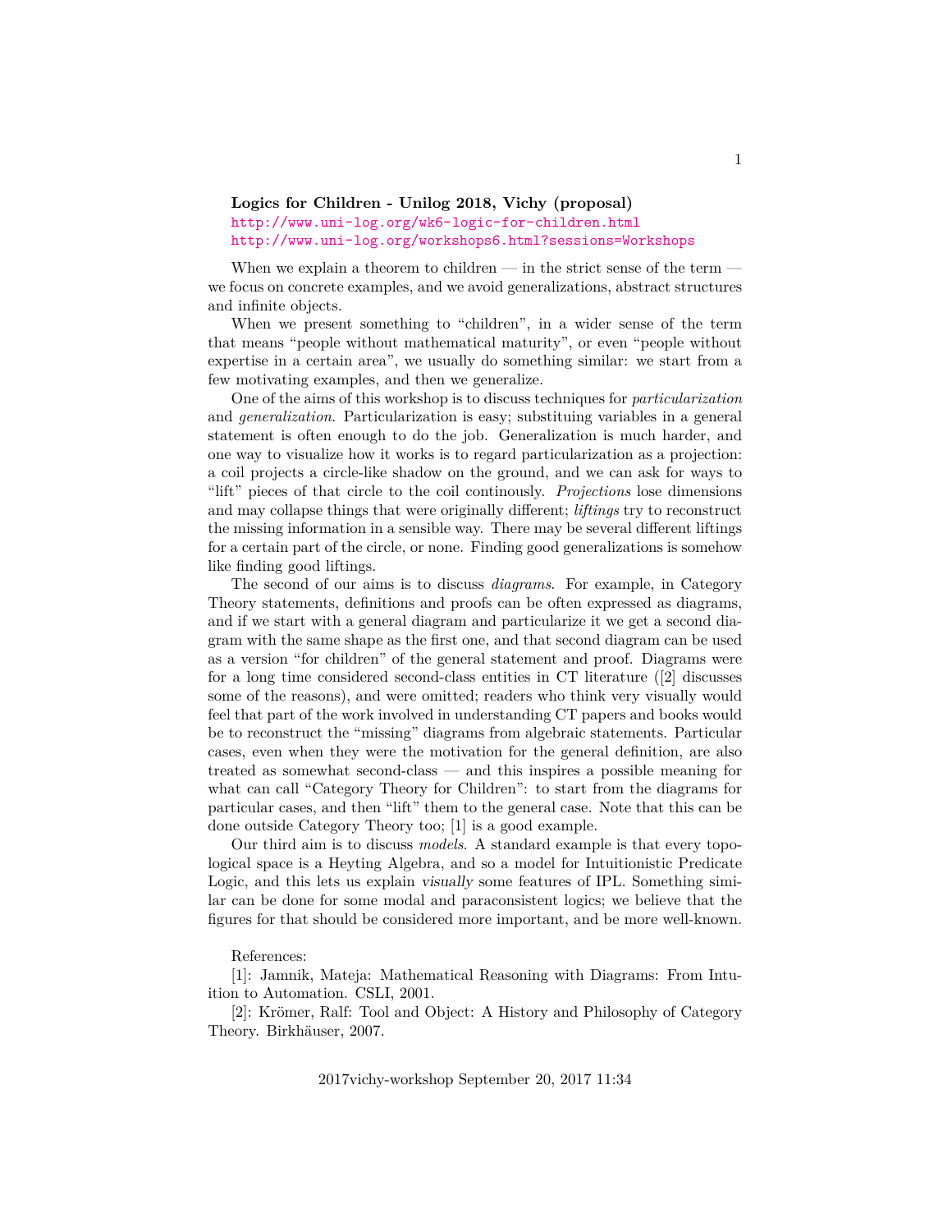**Logics for Children - Unilog 2018, Vichy (proposal)**
http://www.uni-log.org/wk6-logic-for-children.html
http://www.uni-log.org/workshops6.html?sessions=Workshops

When we explain a theorem to children — in the strict sense of the term — we focus on concrete examples, and we avoid generalizations, abstract structures and infinite objects.

When we present something to "children", in a wider sense of the term that means "people without mathematical maturity", or even "people without expertise in a certain area", we usually do something similar: we start from a few motivating examples, and then we generalize.

One of the aims of this workshop is to discuss techniques for *particularization* and *generalization*. Particularization is easy; substituing variables in a general statement is often enough to do the job. Generalization is much harder, and one way to visualize how it works is to regard particularization as a projection: a coil projects a circle-like shadow on the ground, and we can ask for ways to "lift" pieces of that circle to the coil continously. *Projections* lose dimensions and may collapse things that were originally different; *liftings* try to reconstruct the missing information in a sensible way. There may be several different liftings for a certain part of the circle, or none. Finding good generalizations is somehow like finding good liftings.

The second of our aims is to discuss *diagrams*. For example, in Category Theory statements, definitions and proofs can be often expressed as diagrams, and if we start with a general diagram and particularize it we get a second diagram with the same shape as the first one, and that second diagram can be used as a version "for children" of the general statement and proof. Diagrams were for a long time considered second-class entities in CT literature ([2] discusses some of the reasons), and were omitted; readers who think very visually would feel that part of the work involved in understanding CT papers and books would be to reconstruct the "missing" diagrams from algebraic statements. Particular cases, even when they were the motivation for the general definition, are also treated as somewhat second-class — and this inspires a possible meaning for what can call "Category Theory for Children": to start from the diagrams for particular cases, and then "lift" them to the general case. Note that this can be done outside Category Theory too; [1] is a good example.

Our third aim is to discuss *models*. A standard example is that every topological space is a Heyting Algebra, and so a model for Intuitionistic Predicate Logic, and this lets us explain *visually* some features of IPL. Something similar can be done for some modal and paraconsistent logics; we believe that the figures for that should be considered more important, and be more well-known.

References:

[1]: Jamnik, Mateja: Mathematical Reasoning with Diagrams: From Intuition to Automation. CSLI, 2001.

[2]: Krömer, Ralf: Tool and Object: A History and Philosophy of Category Theory. Birkhäuser, 2007.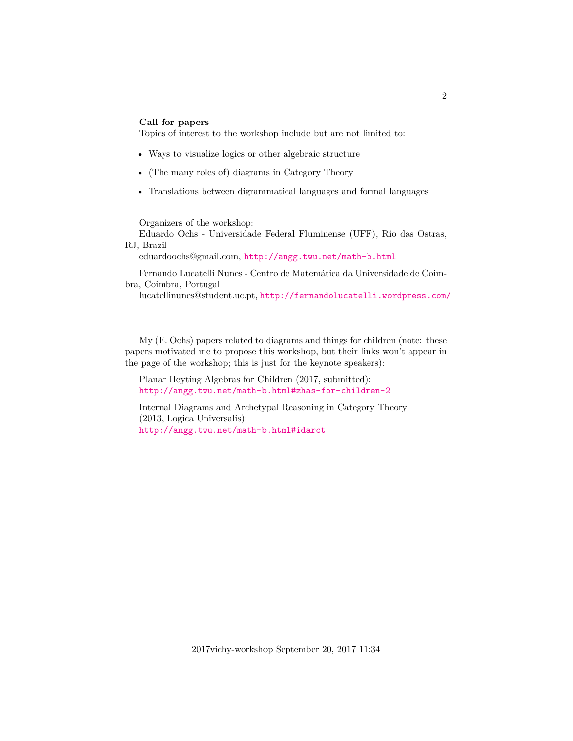**Call for papers**
Topics of interest to the workshop include but are not limited to:

- Ways to visualize logics or other algebraic structure
- (The many roles of) diagrams in Category Theory
- Translations between digrammatical languages and formal languages

Organizers of the workshop:
Eduardo Ochs - Universidade Federal Fluminense (UFF), Rio das Ostras, RJ, Brazil
eduardoochs@gmail.com, http://angg.twu.net/math-b.html

Fernando Lucatelli Nunes - Centro de Matemática da Universidade de Coimbra, Coimbra, Portugal
lucatellinunes@student.uc.pt, http://fernandolucatelli.wordpress.com/

My (E. Ochs) papers related to diagrams and things for children (note: these papers motivated me to propose this workshop, but their links won't appear in the page of the workshop; this is just for the keynote speakers):

Planar Heyting Algebras for Children (2017, submitted):
http://angg.twu.net/math-b.html#zhas-for-children-2

Internal Diagrams and Archetypal Reasoning in Category Theory
(2013, Logica Universalis):
http://angg.twu.net/math-b.html#idarct